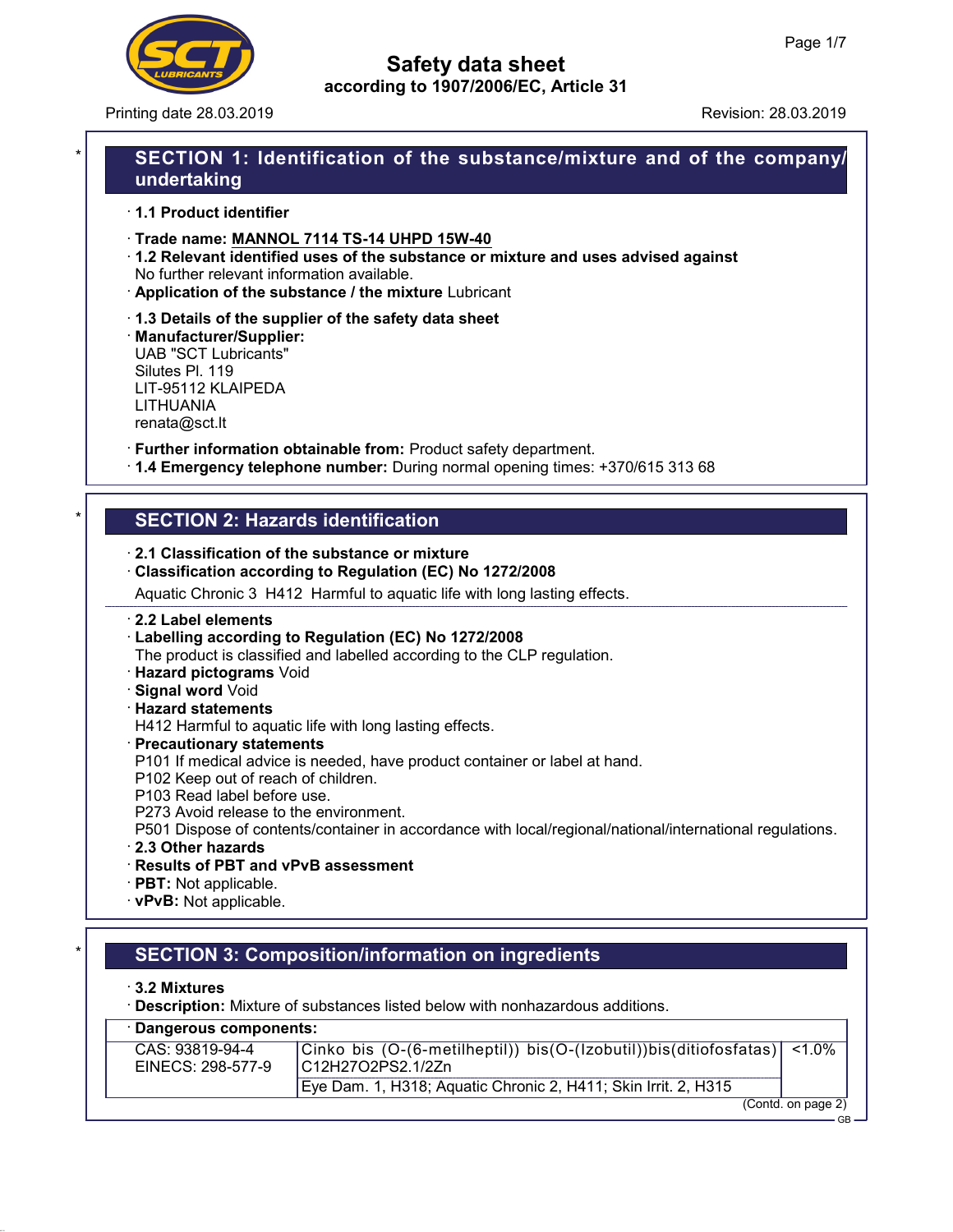# Safety data sheet
according to 1907/2006/EC, Article 31

Printing date 28.03.2019 Revision: 28.03.2019

## SECTION 1: Identification of the substance/mixture and of the company/undertaking

· **1.1 Product identifier**

· **Trade name: MANNOL 7114 TS-14 UHPD 15W-40**

· **1.2 Relevant identified uses of the substance or mixture and uses advised against**
No further relevant information available.

· **Application of the substance / the mixture** Lubricant

· **1.3 Details of the supplier of the safety data sheet**

· **Manufacturer/Supplier:**
UAB "SCT Lubricants"
Silutes Pl. 119
LIT-95112 KLAIPEDA
LITHUANIA
renata@sct.lt

· **Further information obtainable from:** Product safety department.

· **1.4 Emergency telephone number:** During normal opening times: +370/615 313 68

## SECTION 2: Hazards identification

· **2.1 Classification of the substance or mixture**

· **Classification according to Regulation (EC) No 1272/2008**

Aquatic Chronic 3 H412 Harmful to aquatic life with long lasting effects.

· **2.2 Label elements**

· **Labelling according to Regulation (EC) No 1272/2008**
The product is classified and labelled according to the CLP regulation.

· **Hazard pictograms** Void

· **Signal word** Void

· **Hazard statements**
H412 Harmful to aquatic life with long lasting effects.

· **Precautionary statements**
P101 If medical advice is needed, have product container or label at hand.
P102 Keep out of reach of children.
P103 Read label before use.
P273 Avoid release to the environment.
P501 Dispose of contents/container in accordance with local/regional/national/international regulations.

· **2.3 Other hazards**

· **Results of PBT and vPvB assessment**

· **PBT:** Not applicable.

· **vPvB:** Not applicable.

## SECTION 3: Composition/information on ingredients

· **3.2 Mixtures**

· **Description:** Mixture of substances listed below with nonhazardous additions.

· **Dangerous components:**

| | | |
|---|---|---|
| CAS: 93819-94-4<br>EINECS: 298-577-9 | Cinko bis (O-(6-metilheptil)) bis(O-(Izobutil))bis(ditiofosfatas) C12H27O2PS2.1/2Zn | <1.0% |
| | Eye Dam. 1, H318; Aquatic Chronic 2, H411; Skin Irrit. 2, H315 | |

(Contd. on page 2)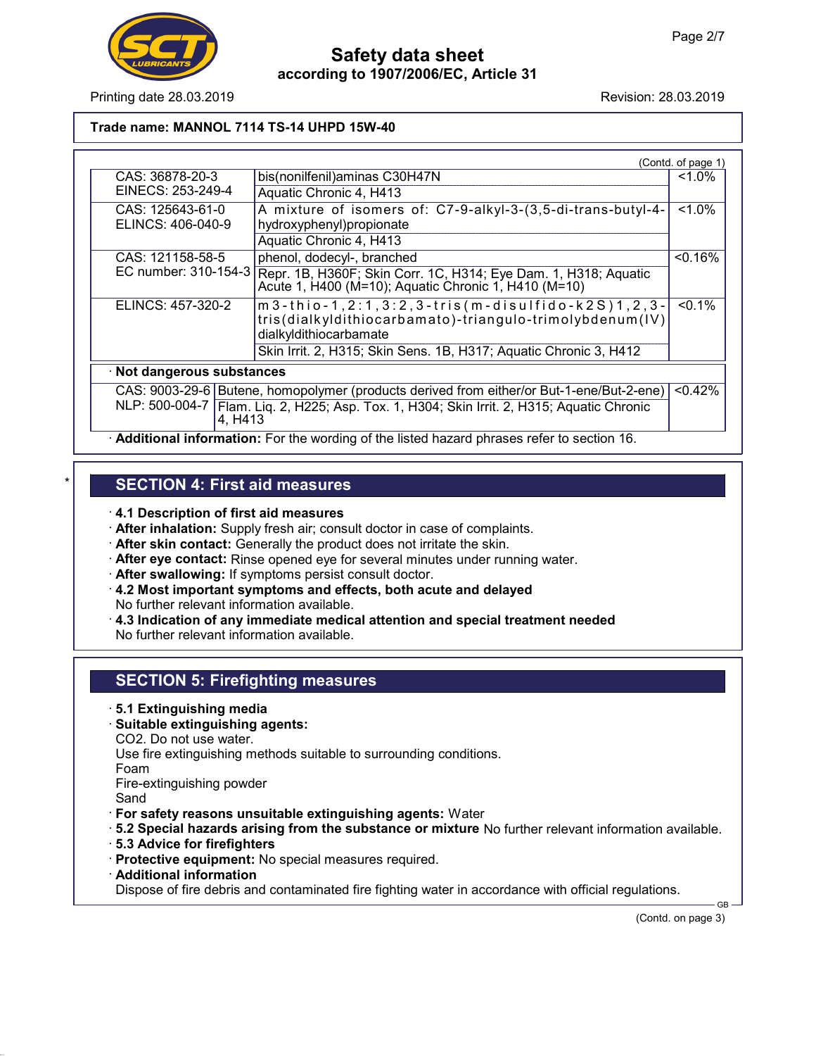**Trade name: MANNOL 7114 TS-14 UHPD 15W-40**

(Contd. of page 1)

| | | |
|---|---|---|
| CAS: 36878-20-3<br>EINECS: 253-249-4 | bis(nonilfenil)aminas C30H47N<br>Aquatic Chronic 4, H413 | <1.0% |
| CAS: 125643-61-0<br>ELINCS: 406-040-9 | A mixture of isomers of: C7-9-alkyl-3-(3,5-di-trans-butyl-4-hydroxyphenyl)propionate<br>Aquatic Chronic 4, H413 | <1.0% |
| CAS: 121158-58-5<br>EC number: 310-154-3 | phenol, dodecyl-, branched<br>Repr. 1B, H360F; Skin Corr. 1C, H314; Eye Dam. 1, H318; Aquatic Acute 1, H400 (M=10); Aquatic Chronic 1, H410 (M=10) | <0.16% |
| ELINCS: 457-320-2 | m3-thio-1,2:1,3:2,3-tris(m-disulfido-k2S)1,2,3-tris(dialkyldithiocarbamato)-triangulo-trimolybdenum(IV) dialkyldithiocarbamate<br>Skin Irrit. 2, H315; Skin Sens. 1B, H317; Aquatic Chronic 3, H412 | <0.1% |
| **· Not dangerous substances** | | |
| CAS: 9003-29-6<br>NLP: 500-004-7 | Butene, homopolymer (products derived from either/or But-1-ene/But-2-ene)<br>Flam. Liq. 2, H225; Asp. Tox. 1, H304; Skin Irrit. 2, H315; Aquatic Chronic 4, H413 | <0.42% |

· **Additional information:** For the wording of the listed hazard phrases refer to section 16.

\*

## SECTION 4: First aid measures

· **4.1 Description of first aid measures**
· **After inhalation:** Supply fresh air; consult doctor in case of complaints.
· **After skin contact:** Generally the product does not irritate the skin.
· **After eye contact:** Rinse opened eye for several minutes under running water.
· **After swallowing:** If symptoms persist consult doctor.
· **4.2 Most important symptoms and effects, both acute and delayed**
No further relevant information available.
· **4.3 Indication of any immediate medical attention and special treatment needed**
No further relevant information available.

## SECTION 5: Firefighting measures

· **5.1 Extinguishing media**
· **Suitable extinguishing agents:**
$CO_2$. Do not use water.
Use fire extinguishing methods suitable to surrounding conditions.
Foam
Fire-extinguishing powder
Sand
· **For safety reasons unsuitable extinguishing agents:** Water
· **5.2 Special hazards arising from the substance or mixture** No further relevant information available.
· **5.3 Advice for firefighters**
· **Protective equipment:** No special measures required.
· **Additional information**
Dispose of fire debris and contaminated fire fighting water in accordance with official regulations.

(Contd. on page 3)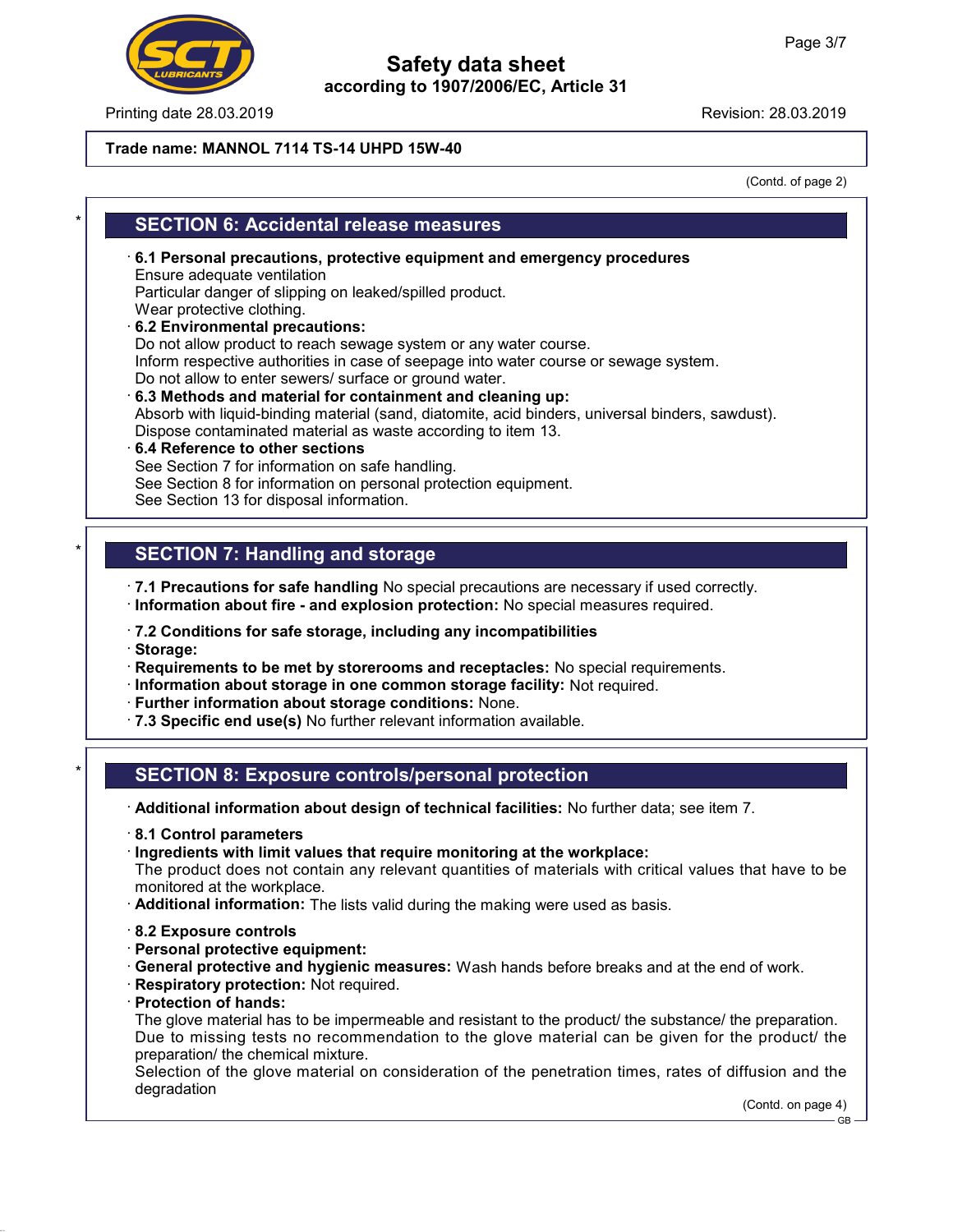**Trade name: MANNOL 7114 TS-14 UHPD 15W-40**

(Contd. of page 2)

## SECTION 6: Accidental release measures

· **6.1 Personal precautions, protective equipment and emergency procedures**
Ensure adequate ventilation
Particular danger of slipping on leaked/spilled product.
Wear protective clothing.

· **6.2 Environmental precautions:**
Do not allow product to reach sewage system or any water course.
Inform respective authorities in case of seepage into water course or sewage system.
Do not allow to enter sewers/ surface or ground water.

· **6.3 Methods and material for containment and cleaning up:**
Absorb with liquid-binding material (sand, diatomite, acid binders, universal binders, sawdust).
Dispose contaminated material as waste according to item 13.

· **6.4 Reference to other sections**
See Section 7 for information on safe handling.
See Section 8 for information on personal protection equipment.
See Section 13 for disposal information.

## SECTION 7: Handling and storage

· **7.1 Precautions for safe handling** No special precautions are necessary if used correctly.
· **Information about fire - and explosion protection:** No special measures required.

· **7.2 Conditions for safe storage, including any incompatibilities**
· **Storage:**
· **Requirements to be met by storerooms and receptacles:** No special requirements.
· **Information about storage in one common storage facility:** Not required.
· **Further information about storage conditions:** None.
· **7.3 Specific end use(s)** No further relevant information available.

## SECTION 8: Exposure controls/personal protection

· **Additional information about design of technical facilities:** No further data; see item 7.

· **8.1 Control parameters**
· **Ingredients with limit values that require monitoring at the workplace:**
The product does not contain any relevant quantities of materials with critical values that have to be monitored at the workplace.
· **Additional information:** The lists valid during the making were used as basis.

· **8.2 Exposure controls**
· **Personal protective equipment:**
· **General protective and hygienic measures:** Wash hands before breaks and at the end of work.
· **Respiratory protection:** Not required.
· **Protection of hands:**
The glove material has to be impermeable and resistant to the product/ the substance/ the preparation.
Due to missing tests no recommendation to the glove material can be given for the product/ the preparation/ the chemical mixture.
Selection of the glove material on consideration of the penetration times, rates of diffusion and the degradation

(Contd. on page 4)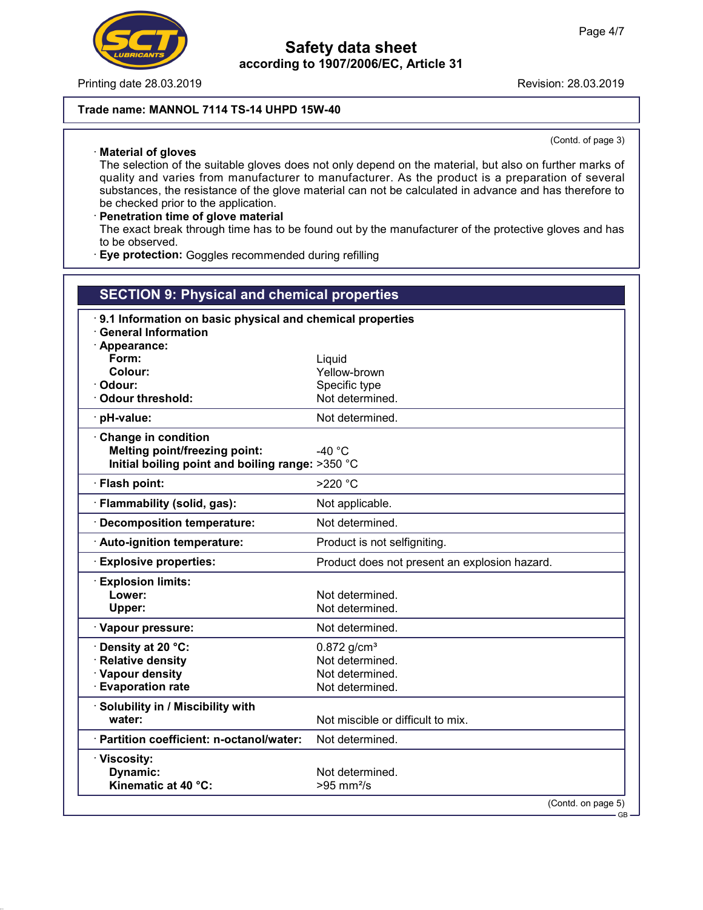**Trade name: MANNOL 7114 TS-14 UHPD 15W-40**

(Contd. of page 3)

· **Material of gloves**
The selection of the suitable gloves does not only depend on the material, but also on further marks of quality and varies from manufacturer to manufacturer. As the product is a preparation of several substances, the resistance of the glove material can not be calculated in advance and has therefore to be checked prior to the application.

· **Penetration time of glove material**
The exact break through time has to be found out by the manufacturer of the protective gloves and has to be observed.

· **Eye protection:** Goggles recommended during refilling

## SECTION 9: Physical and chemical properties

· **9.1 Information on basic physical and chemical properties**
· **General Information**

| Property | Value |
|---|---|
| · **Appearance:** | |
| **Form:** | Liquid |
| **Colour:** | Yellow-brown |
| · **Odour:** | Specific type |
| · **Odour threshold:** | Not determined. |
| · **pH-value:** | Not determined. |
| · **Change in condition** | |
| **Melting point/freezing point:** | -40 °C |
| **Initial boiling point and boiling range:** | >350 °C |
| · **Flash point:** | >220 °C |
| · **Flammability (solid, gas):** | Not applicable. |
| · **Decomposition temperature:** | Not determined. |
| · **Auto-ignition temperature:** | Product is not selfigniting. |
| · **Explosive properties:** | Product does not present an explosion hazard. |
| · **Explosion limits:** | |
| **Lower:** | Not determined. |
| **Upper:** | Not determined. |
| · **Vapour pressure:** | Not determined. |
| · **Density at 20 °C:** | 0.872 g/cm³ |
| · **Relative density** | Not determined. |
| · **Vapour density** | Not determined. |
| · **Evaporation rate** | Not determined. |
| · **Solubility in / Miscibility with** | |
| **water:** | Not miscible or difficult to mix. |
| · **Partition coefficient: n-octanol/water:** | Not determined. |
| · **Viscosity:** | |
| **Dynamic:** | Not determined. |
| **Kinematic at 40 °C:** | >95 mm²/s |

(Contd. on page 5)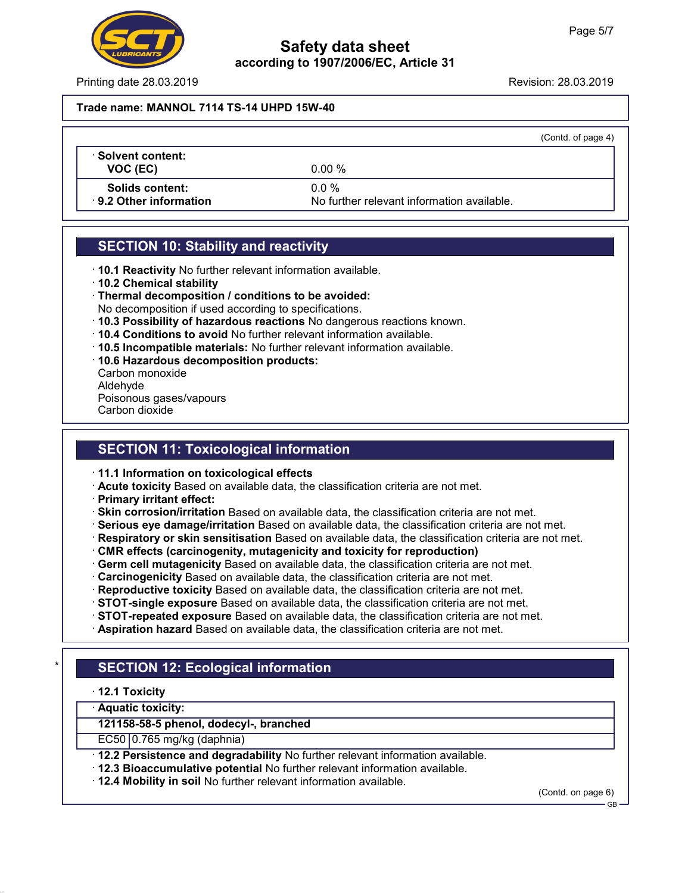Trade name: MANNOL 7114 TS-14 UHPD 15W-40

(Contd. of page 4)

| · Solvent content: | |
|---|---|
| VOC (EC) | 0.00 % |
| Solids content: | 0.0 % |
| · 9.2 Other information | No further relevant information available. |

## SECTION 10: Stability and reactivity

· **10.1 Reactivity** No further relevant information available.
· **10.2 Chemical stability**
· **Thermal decomposition / conditions to be avoided:**
No decomposition if used according to specifications.
· **10.3 Possibility of hazardous reactions** No dangerous reactions known.
· **10.4 Conditions to avoid** No further relevant information available.
· **10.5 Incompatible materials:** No further relevant information available.
· **10.6 Hazardous decomposition products:**
Carbon monoxide
Aldehyde
Poisonous gases/vapours
Carbon dioxide

## SECTION 11: Toxicological information

· **11.1 Information on toxicological effects**
· **Acute toxicity** Based on available data, the classification criteria are not met.
· **Primary irritant effect:**
· **Skin corrosion/irritation** Based on available data, the classification criteria are not met.
· **Serious eye damage/irritation** Based on available data, the classification criteria are not met.
· **Respiratory or skin sensitisation** Based on available data, the classification criteria are not met.
· **CMR effects (carcinogenity, mutagenicity and toxicity for reproduction)**
· **Germ cell mutagenicity** Based on available data, the classification criteria are not met.
· **Carcinogenicity** Based on available data, the classification criteria are not met.
· **Reproductive toxicity** Based on available data, the classification criteria are not met.
· **STOT-single exposure** Based on available data, the classification criteria are not met.
· **STOT-repeated exposure** Based on available data, the classification criteria are not met.
· **Aspiration hazard** Based on available data, the classification criteria are not met.

\* 

## SECTION 12: Ecological information

· **12.1 Toxicity**

| · Aquatic toxicity: | |
|---|---|
| **121158-58-5 phenol, dodecyl-, branched** | |
| EC50 | 0.765 mg/kg (daphnia) |

· **12.2 Persistence and degradability** No further relevant information available.
· **12.3 Bioaccumulative potential** No further relevant information available.
· **12.4 Mobility in soil** No further relevant information available.

(Contd. on page 6)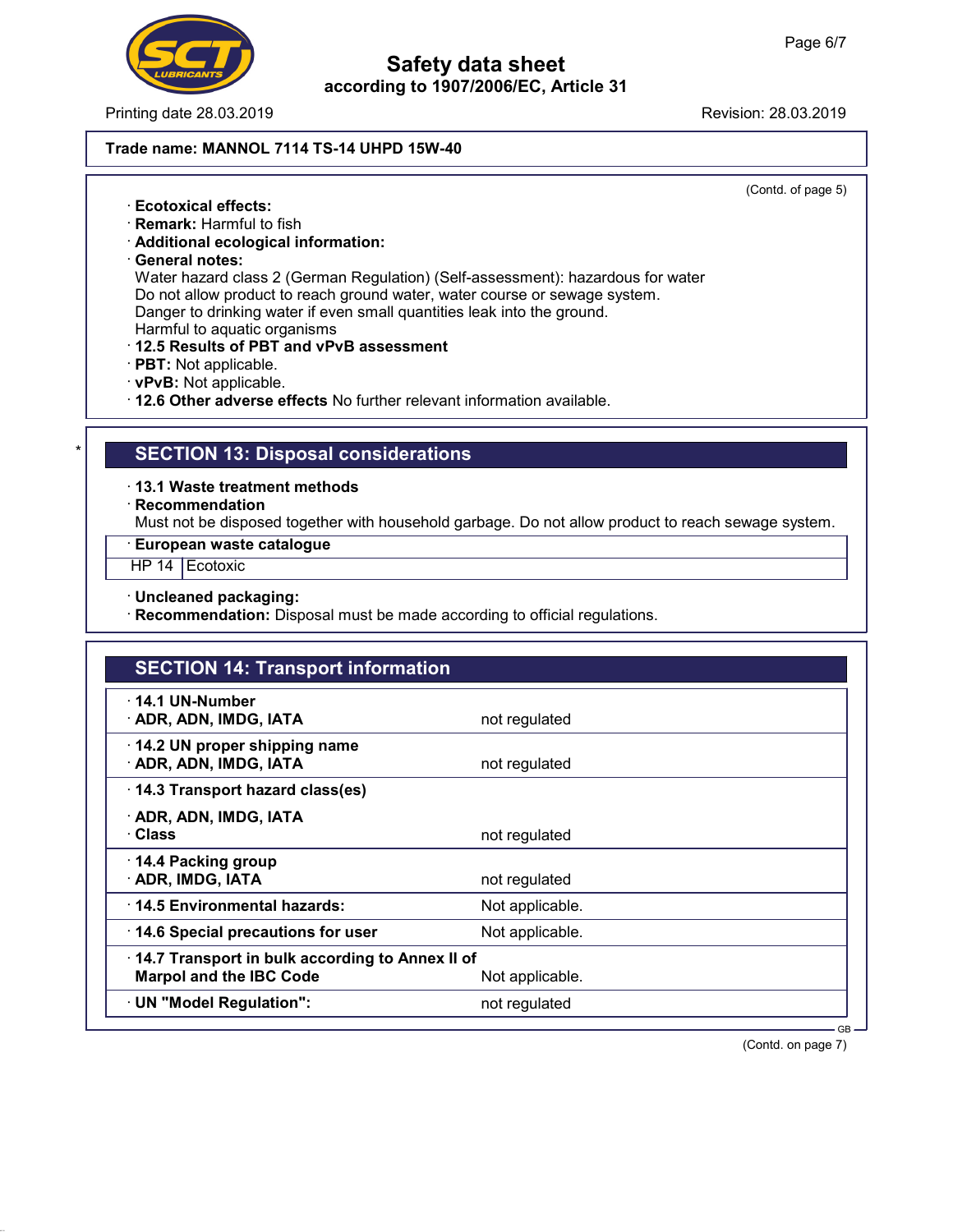Trade name: MANNOL 7114 TS-14 UHPD 15W-40

(Contd. of page 5)

· **Ecotoxical effects:**
· **Remark:** Harmful to fish
· **Additional ecological information:**
· **General notes:**
Water hazard class 2 (German Regulation) (Self-assessment): hazardous for water
Do not allow product to reach ground water, water course or sewage system.
Danger to drinking water if even small quantities leak into the ground.
Harmful to aquatic organisms
· **12.5 Results of PBT and vPvB assessment**
· **PBT:** Not applicable.
· **vPvB:** Not applicable.
· **12.6 Other adverse effects** No further relevant information available.

\*

## SECTION 13: Disposal considerations

· **13.1 Waste treatment methods**
· **Recommendation**
Must not be disposed together with household garbage. Do not allow product to reach sewage system.

| · **European waste catalogue** | |
|---|---|
| HP 14 | Ecotoxic |

· **Uncleaned packaging:**
· **Recommendation:** Disposal must be made according to official regulations.

## SECTION 14: Transport information

| | |
|---|---|
| · **14.1 UN-Number**<br>· **ADR, ADN, IMDG, IATA** | not regulated |
| · **14.2 UN proper shipping name**<br>· **ADR, ADN, IMDG, IATA** | not regulated |
| · **14.3 Transport hazard class(es)**<br>· **ADR, ADN, IMDG, IATA**<br>· **Class** | not regulated |
| · **14.4 Packing group**<br>· **ADR, IMDG, IATA** | not regulated |
| · **14.5 Environmental hazards:** | Not applicable. |
| · **14.6 Special precautions for user** | Not applicable. |
| · **14.7 Transport in bulk according to Annex II of Marpol and the IBC Code** | Not applicable. |
| · **UN "Model Regulation":** | not regulated |

(Contd. on page 7)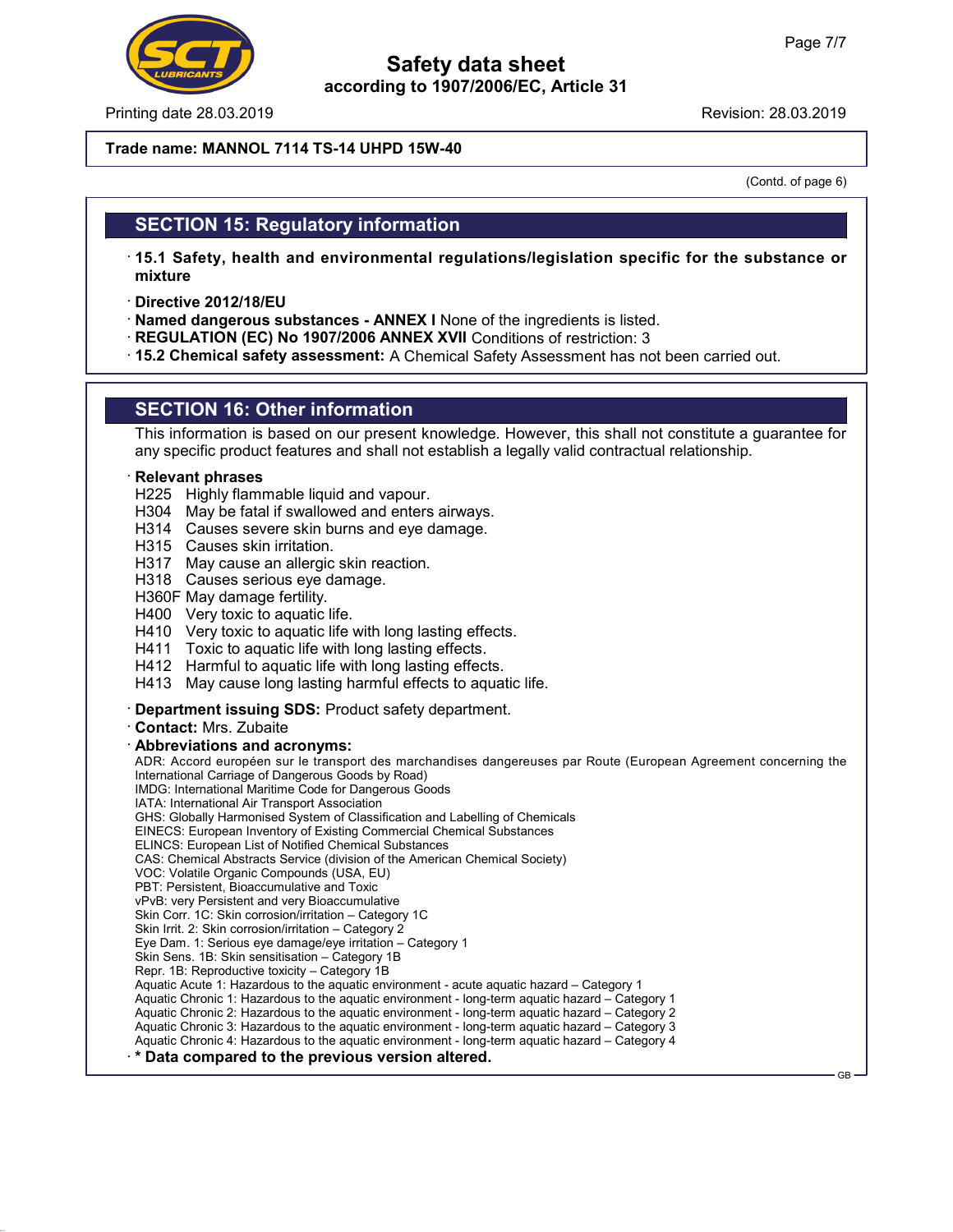(Contd. of page 6)

## SECTION 15: Regulatory information

· **15.1 Safety, health and environmental regulations/legislation specific for the substance or mixture**

· **Directive 2012/18/EU**
· **Named dangerous substances - ANNEX I** None of the ingredients is listed.
· **REGULATION (EC) No 1907/2006 ANNEX XVII** Conditions of restriction: 3
· **15.2 Chemical safety assessment:** A Chemical Safety Assessment has not been carried out.

## SECTION 16: Other information

This information is based on our present knowledge. However, this shall not constitute a guarantee for any specific product features and shall not establish a legally valid contractual relationship.

· **Relevant phrases**
H225 Highly flammable liquid and vapour.
H304 May be fatal if swallowed and enters airways.
H314 Causes severe skin burns and eye damage.
H315 Causes skin irritation.
H317 May cause an allergic skin reaction.
H318 Causes serious eye damage.
H360F May damage fertility.
H400 Very toxic to aquatic life.
H410 Very toxic to aquatic life with long lasting effects.
H411 Toxic to aquatic life with long lasting effects.
H412 Harmful to aquatic life with long lasting effects.
H413 May cause long lasting harmful effects to aquatic life.

· **Department issuing SDS:** Product safety department.
· **Contact:** Mrs. Zubaite
· **Abbreviations and acronyms:**
ADR: Accord européen sur le transport des marchandises dangereuses par Route (European Agreement concerning the International Carriage of Dangerous Goods by Road)
IMDG: International Maritime Code for Dangerous Goods
IATA: International Air Transport Association
GHS: Globally Harmonised System of Classification and Labelling of Chemicals
EINECS: European Inventory of Existing Commercial Chemical Substances
ELINCS: European List of Notified Chemical Substances
CAS: Chemical Abstracts Service (division of the American Chemical Society)
VOC: Volatile Organic Compounds (USA, EU)
PBT: Persistent, Bioaccumulative and Toxic
vPvB: very Persistent and very Bioaccumulative
Skin Corr. 1C: Skin corrosion/irritation – Category 1C
Skin Irrit. 2: Skin corrosion/irritation – Category 2
Eye Dam. 1: Serious eye damage/eye irritation – Category 1
Skin Sens. 1B: Skin sensitisation – Category 1B
Repr. 1B: Reproductive toxicity – Category 1B
Aquatic Acute 1: Hazardous to the aquatic environment - acute aquatic hazard – Category 1
Aquatic Chronic 1: Hazardous to the aquatic environment - long-term aquatic hazard – Category 1
Aquatic Chronic 2: Hazardous to the aquatic environment - long-term aquatic hazard – Category 2
Aquatic Chronic 3: Hazardous to the aquatic environment - long-term aquatic hazard – Category 3
Aquatic Chronic 4: Hazardous to the aquatic environment - long-term aquatic hazard – Category 4
· **\* Data compared to the previous version altered.**